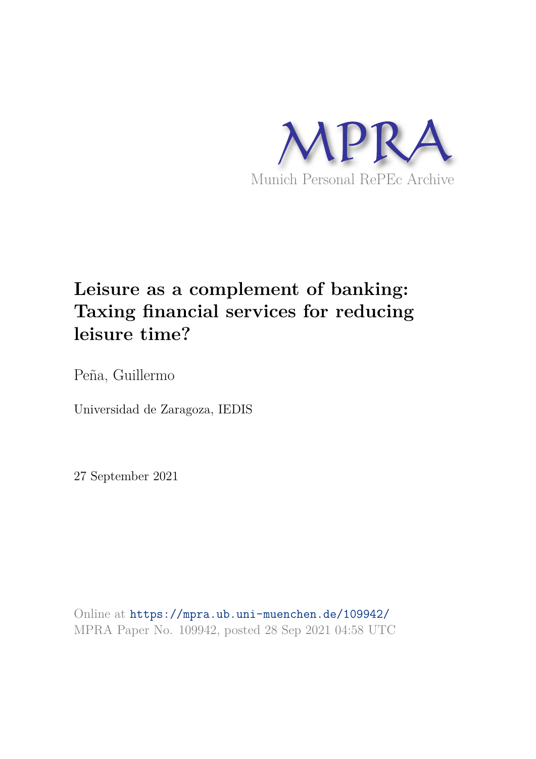MPRA

Munich Personal RePEc Archive

# Leisure as a complement of banking: Taxing financial services for reducing leisure time?

Peña, Guillermo

Universidad de Zaragoza, IEDIS

27 September 2021

Online at https://mpra.ub.uni-muenchen.de/109942/
MPRA Paper No. 109942, posted 28 Sep 2021 04:58 UTC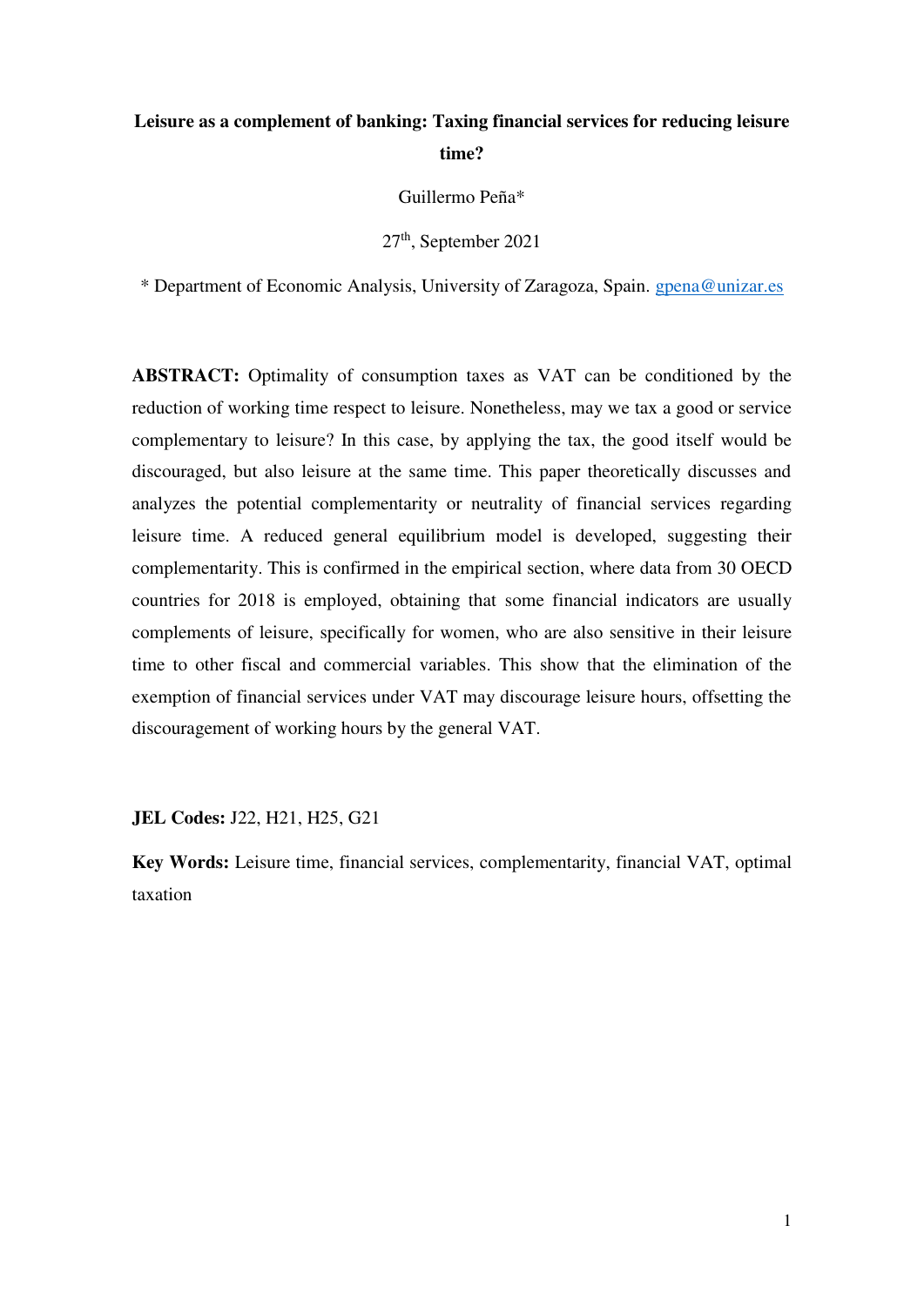**Leisure as a complement of banking: Taxing financial services for reducing leisure time?**

Guillermo Peña*

27th, September 2021

* Department of Economic Analysis, University of Zaragoza, Spain. gpena@unizar.es

**ABSTRACT:** Optimality of consumption taxes as VAT can be conditioned by the reduction of working time respect to leisure. Nonetheless, may we tax a good or service complementary to leisure? In this case, by applying the tax, the good itself would be discouraged, but also leisure at the same time. This paper theoretically discusses and analyzes the potential complementarity or neutrality of financial services regarding leisure time. A reduced general equilibrium model is developed, suggesting their complementarity. This is confirmed in the empirical section, where data from 30 OECD countries for 2018 is employed, obtaining that some financial indicators are usually complements of leisure, specifically for women, who are also sensitive in their leisure time to other fiscal and commercial variables. This show that the elimination of the exemption of financial services under VAT may discourage leisure hours, offsetting the discouragement of working hours by the general VAT.

**JEL Codes:** J22, H21, H25, G21

**Key Words:** Leisure time, financial services, complementarity, financial VAT, optimal taxation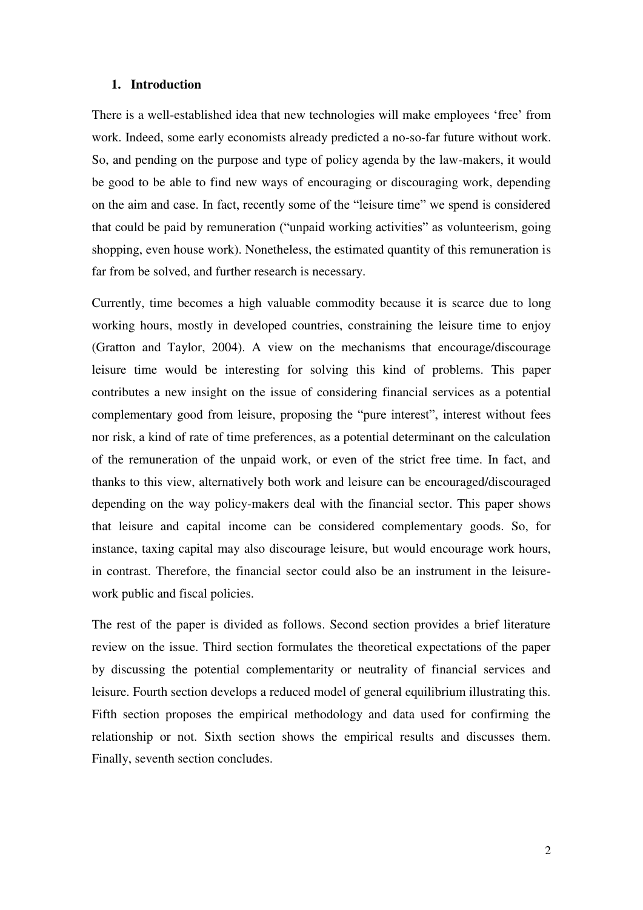## 1. Introduction

There is a well-established idea that new technologies will make employees 'free' from work. Indeed, some early economists already predicted a no-so-far future without work. So, and pending on the purpose and type of policy agenda by the law-makers, it would be good to be able to find new ways of encouraging or discouraging work, depending on the aim and case. In fact, recently some of the "leisure time" we spend is considered that could be paid by remuneration ("unpaid working activities" as volunteerism, going shopping, even house work). Nonetheless, the estimated quantity of this remuneration is far from be solved, and further research is necessary.

Currently, time becomes a high valuable commodity because it is scarce due to long working hours, mostly in developed countries, constraining the leisure time to enjoy (Gratton and Taylor, 2004). A view on the mechanisms that encourage/discourage leisure time would be interesting for solving this kind of problems. This paper contributes a new insight on the issue of considering financial services as a potential complementary good from leisure, proposing the "pure interest", interest without fees nor risk, a kind of rate of time preferences, as a potential determinant on the calculation of the remuneration of the unpaid work, or even of the strict free time. In fact, and thanks to this view, alternatively both work and leisure can be encouraged/discouraged depending on the way policy-makers deal with the financial sector. This paper shows that leisure and capital income can be considered complementary goods. So, for instance, taxing capital may also discourage leisure, but would encourage work hours, in contrast. Therefore, the financial sector could also be an instrument in the leisure-work public and fiscal policies.

The rest of the paper is divided as follows. Second section provides a brief literature review on the issue. Third section formulates the theoretical expectations of the paper by discussing the potential complementarity or neutrality of financial services and leisure. Fourth section develops a reduced model of general equilibrium illustrating this. Fifth section proposes the empirical methodology and data used for confirming the relationship or not. Sixth section shows the empirical results and discusses them. Finally, seventh section concludes.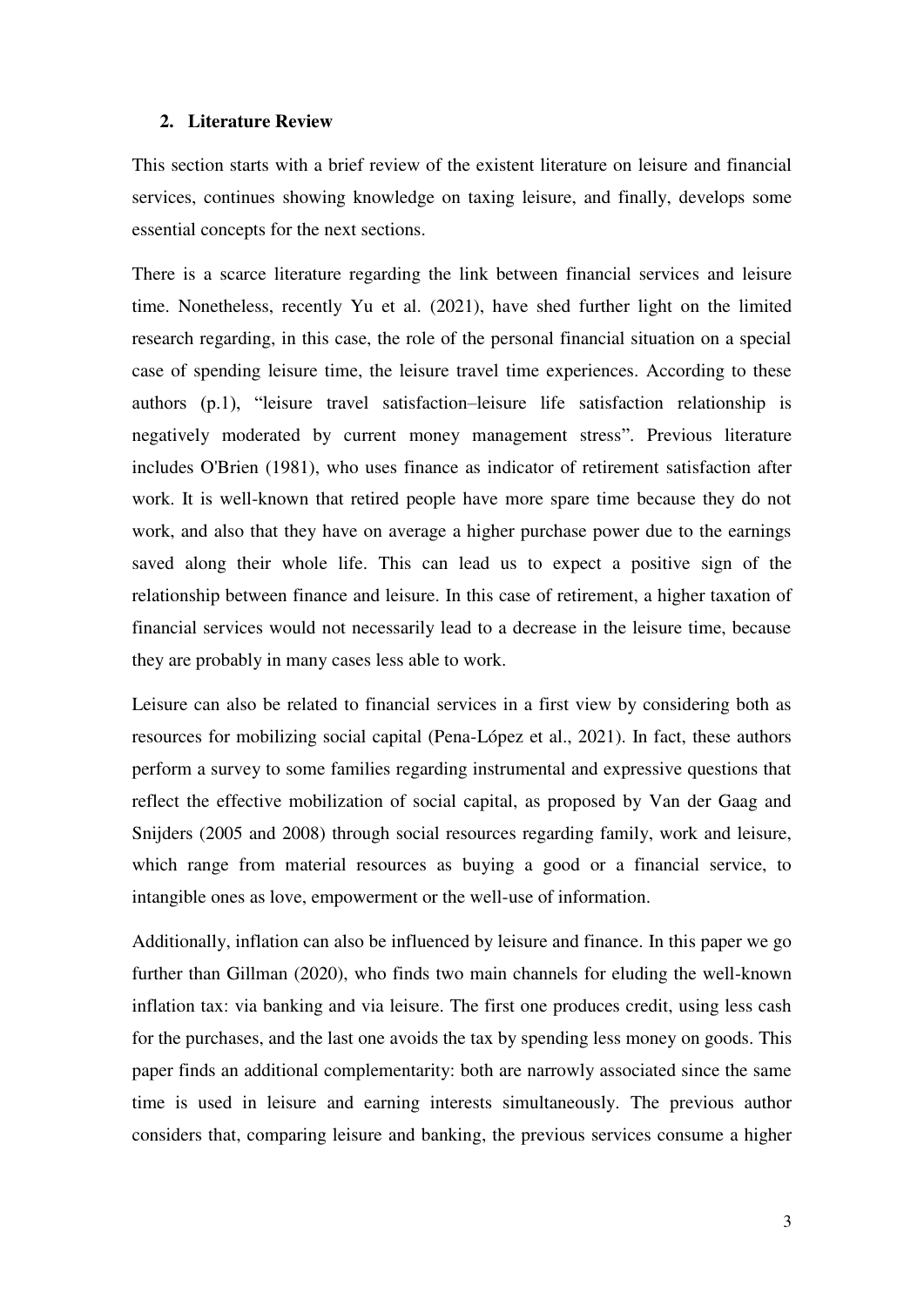## 2. Literature Review

This section starts with a brief review of the existent literature on leisure and financial services, continues showing knowledge on taxing leisure, and finally, develops some essential concepts for the next sections.

There is a scarce literature regarding the link between financial services and leisure time. Nonetheless, recently Yu et al. (2021), have shed further light on the limited research regarding, in this case, the role of the personal financial situation on a special case of spending leisure time, the leisure travel time experiences. According to these authors (p.1), "leisure travel satisfaction–leisure life satisfaction relationship is negatively moderated by current money management stress". Previous literature includes O'Brien (1981), who uses finance as indicator of retirement satisfaction after work. It is well-known that retired people have more spare time because they do not work, and also that they have on average a higher purchase power due to the earnings saved along their whole life. This can lead us to expect a positive sign of the relationship between finance and leisure. In this case of retirement, a higher taxation of financial services would not necessarily lead to a decrease in the leisure time, because they are probably in many cases less able to work.

Leisure can also be related to financial services in a first view by considering both as resources for mobilizing social capital (Pena-López et al., 2021). In fact, these authors perform a survey to some families regarding instrumental and expressive questions that reflect the effective mobilization of social capital, as proposed by Van der Gaag and Snijders (2005 and 2008) through social resources regarding family, work and leisure, which range from material resources as buying a good or a financial service, to intangible ones as love, empowerment or the well-use of information.

Additionally, inflation can also be influenced by leisure and finance. In this paper we go further than Gillman (2020), who finds two main channels for eluding the well-known inflation tax: via banking and via leisure. The first one produces credit, using less cash for the purchases, and the last one avoids the tax by spending less money on goods. This paper finds an additional complementarity: both are narrowly associated since the same time is used in leisure and earning interests simultaneously. The previous author considers that, comparing leisure and banking, the previous services consume a higher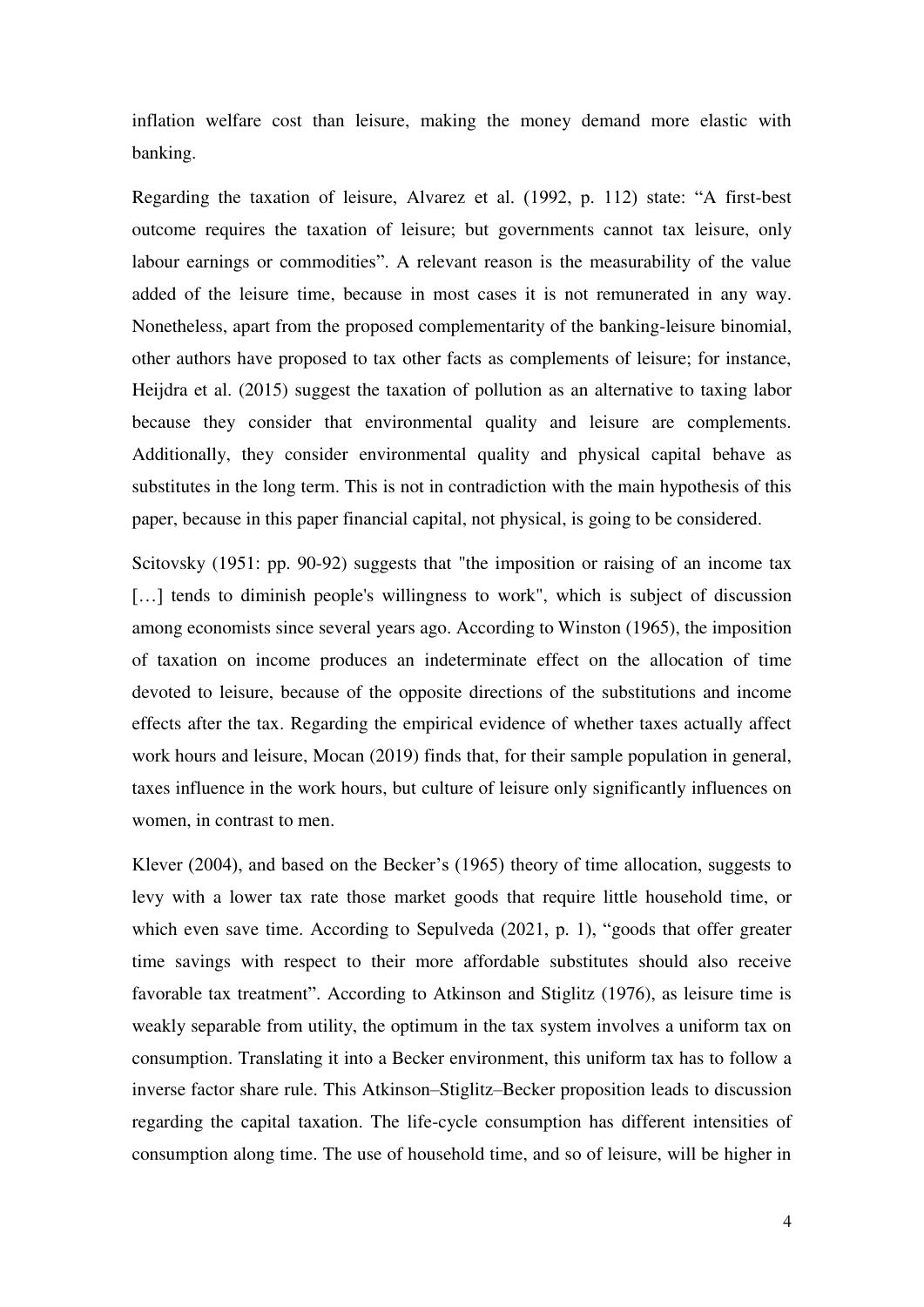inflation welfare cost than leisure, making the money demand more elastic with banking.

Regarding the taxation of leisure, Alvarez et al. (1992, p. 112) state: "A first-best outcome requires the taxation of leisure; but governments cannot tax leisure, only labour earnings or commodities". A relevant reason is the measurability of the value added of the leisure time, because in most cases it is not remunerated in any way. Nonetheless, apart from the proposed complementarity of the banking-leisure binomial, other authors have proposed to tax other facts as complements of leisure; for instance, Heijdra et al. (2015) suggest the taxation of pollution as an alternative to taxing labor because they consider that environmental quality and leisure are complements. Additionally, they consider environmental quality and physical capital behave as substitutes in the long term. This is not in contradiction with the main hypothesis of this paper, because in this paper financial capital, not physical, is going to be considered.

Scitovsky (1951: pp. 90-92) suggests that "the imposition or raising of an income tax [...] tends to diminish people's willingness to work", which is subject of discussion among economists since several years ago. According to Winston (1965), the imposition of taxation on income produces an indeterminate effect on the allocation of time devoted to leisure, because of the opposite directions of the substitutions and income effects after the tax. Regarding the empirical evidence of whether taxes actually affect work hours and leisure, Mocan (2019) finds that, for their sample population in general, taxes influence in the work hours, but culture of leisure only significantly influences on women, in contrast to men.

Klever (2004), and based on the Becker's (1965) theory of time allocation, suggests to levy with a lower tax rate those market goods that require little household time, or which even save time. According to Sepulveda (2021, p. 1), "goods that offer greater time savings with respect to their more affordable substitutes should also receive favorable tax treatment". According to Atkinson and Stiglitz (1976), as leisure time is weakly separable from utility, the optimum in the tax system involves a uniform tax on consumption. Translating it into a Becker environment, this uniform tax has to follow a inverse factor share rule. This Atkinson–Stiglitz–Becker proposition leads to discussion regarding the capital taxation. The life-cycle consumption has different intensities of consumption along time. The use of household time, and so of leisure, will be higher in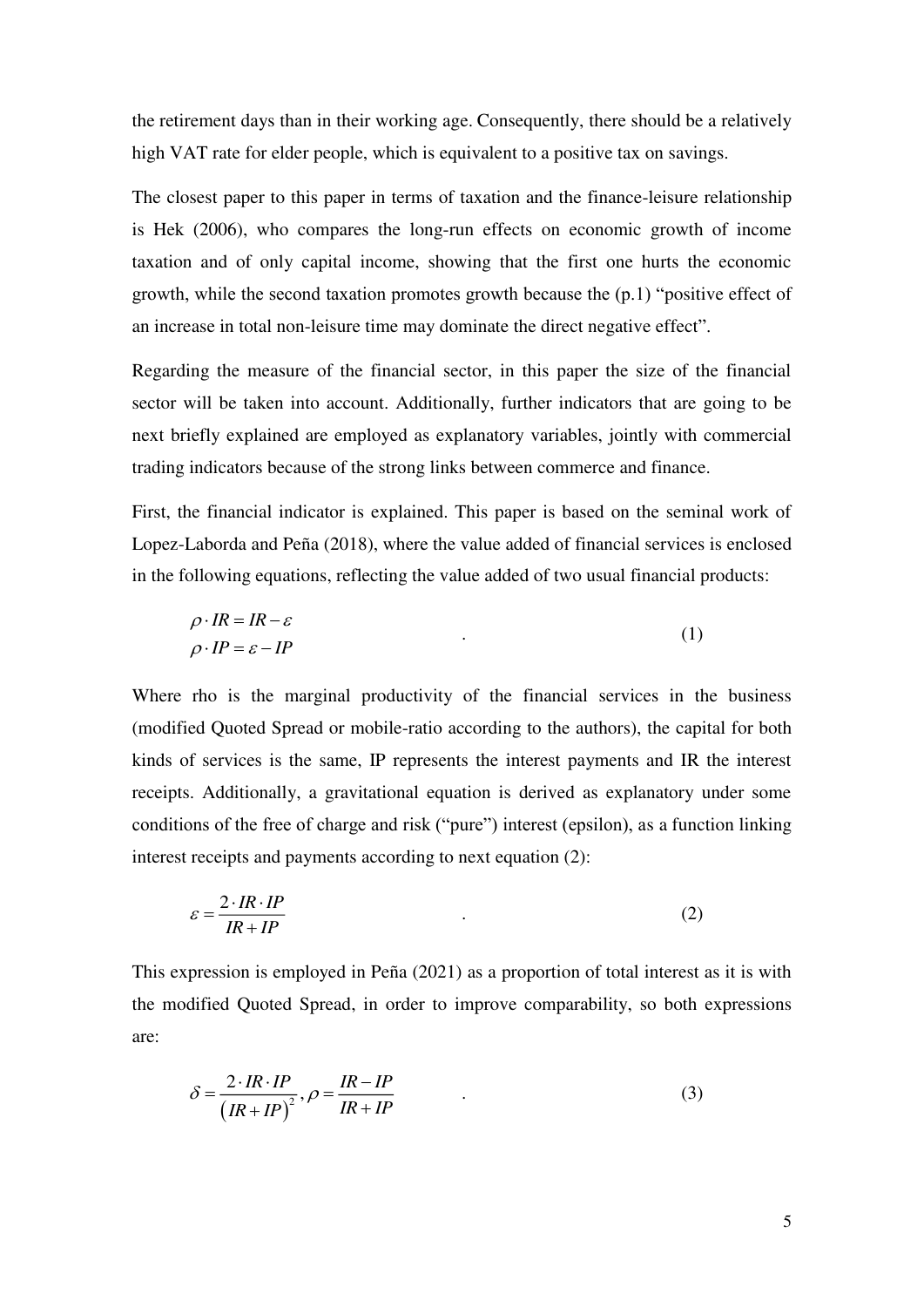the retirement days than in their working age. Consequently, there should be a relatively high VAT rate for elder people, which is equivalent to a positive tax on savings.

The closest paper to this paper in terms of taxation and the finance-leisure relationship is Hek (2006), who compares the long-run effects on economic growth of income taxation and of only capital income, showing that the first one hurts the economic growth, while the second taxation promotes growth because the (p.1) "positive effect of an increase in total non-leisure time may dominate the direct negative effect".

Regarding the measure of the financial sector, in this paper the size of the financial sector will be taken into account. Additionally, further indicators that are going to be next briefly explained are employed as explanatory variables, jointly with commercial trading indicators because of the strong links between commerce and finance.

First, the financial indicator is explained. This paper is based on the seminal work of Lopez-Laborda and Peña (2018), where the value added of financial services is enclosed in the following equations, reflecting the value added of two usual financial products:

$$\begin{aligned} \rho \cdot IR &= IR - \varepsilon \\ \rho \cdot IP &= \varepsilon - IP \end{aligned} \quad . \tag{1}$$

Where rho is the marginal productivity of the financial services in the business (modified Quoted Spread or mobile-ratio according to the authors), the capital for both kinds of services is the same, IP represents the interest payments and IR the interest receipts. Additionally, a gravitational equation is derived as explanatory under some conditions of the free of charge and risk ("pure") interest (epsilon), as a function linking interest receipts and payments according to next equation (2):

$$\varepsilon = \frac{2 \cdot IR \cdot IP}{IR + IP} \quad . \tag{2}$$

This expression is employed in Peña (2021) as a proportion of total interest as it is with the modified Quoted Spread, in order to improve comparability, so both expressions are:

$$\delta = \frac{2 \cdot IR \cdot IP}{\left(IR + IP\right)^2}, \rho = \frac{IR - IP}{IR + IP} \quad . \tag{3}$$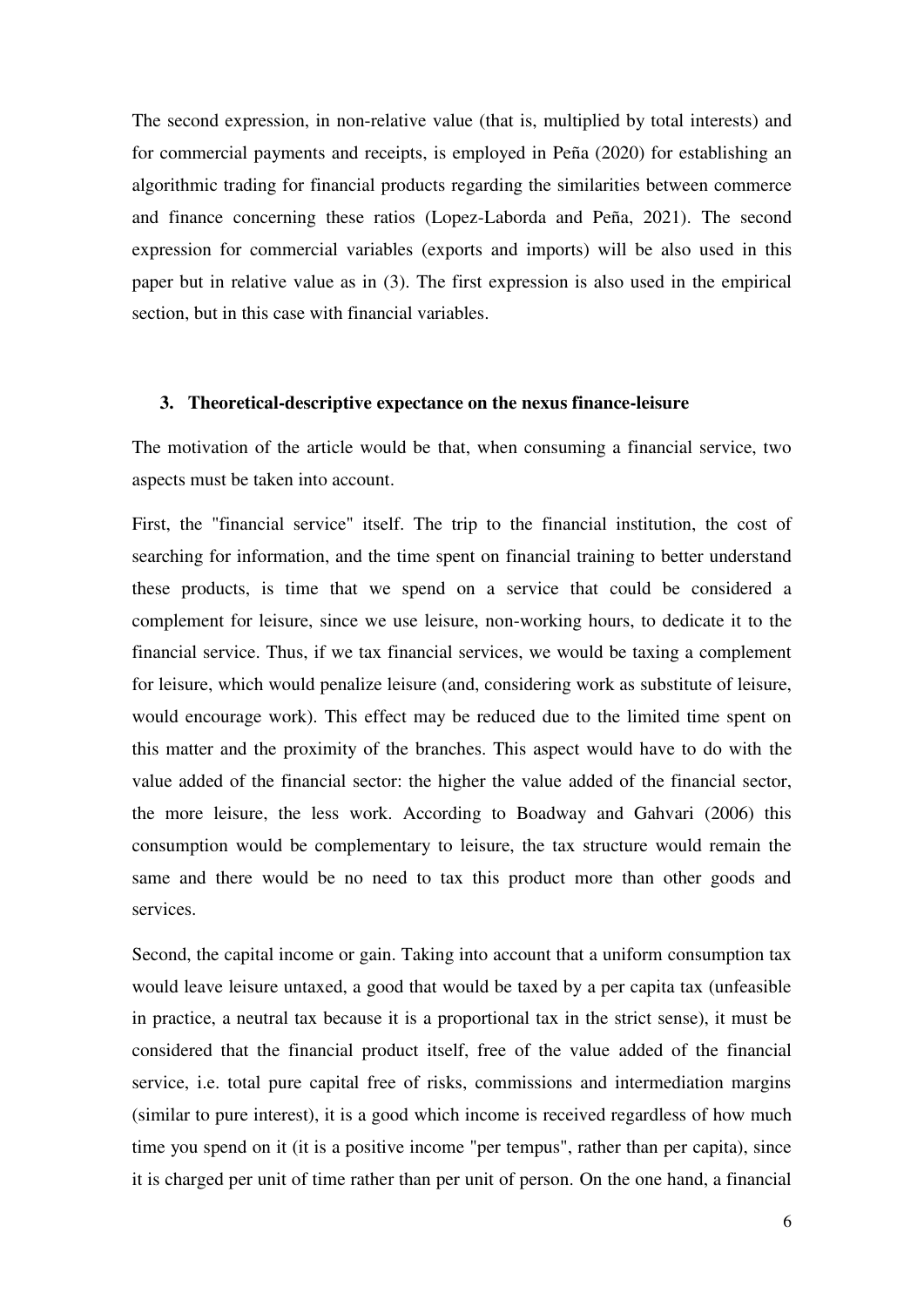The second expression, in non-relative value (that is, multiplied by total interests) and for commercial payments and receipts, is employed in Peña (2020) for establishing an algorithmic trading for financial products regarding the similarities between commerce and finance concerning these ratios (Lopez-Laborda and Peña, 2021). The second expression for commercial variables (exports and imports) will be also used in this paper but in relative value as in (3). The first expression is also used in the empirical section, but in this case with financial variables.

## 3. Theoretical-descriptive expectance on the nexus finance-leisure

The motivation of the article would be that, when consuming a financial service, two aspects must be taken into account.

First, the "financial service" itself. The trip to the financial institution, the cost of searching for information, and the time spent on financial training to better understand these products, is time that we spend on a service that could be considered a complement for leisure, since we use leisure, non-working hours, to dedicate it to the financial service. Thus, if we tax financial services, we would be taxing a complement for leisure, which would penalize leisure (and, considering work as substitute of leisure, would encourage work). This effect may be reduced due to the limited time spent on this matter and the proximity of the branches. This aspect would have to do with the value added of the financial sector: the higher the value added of the financial sector, the more leisure, the less work. According to Boadway and Gahvari (2006) this consumption would be complementary to leisure, the tax structure would remain the same and there would be no need to tax this product more than other goods and services.

Second, the capital income or gain. Taking into account that a uniform consumption tax would leave leisure untaxed, a good that would be taxed by a per capita tax (unfeasible in practice, a neutral tax because it is a proportional tax in the strict sense), it must be considered that the financial product itself, free of the value added of the financial service, i.e. total pure capital free of risks, commissions and intermediation margins (similar to pure interest), it is a good which income is received regardless of how much time you spend on it (it is a positive income "per tempus", rather than per capita), since it is charged per unit of time rather than per unit of person. On the one hand, a financial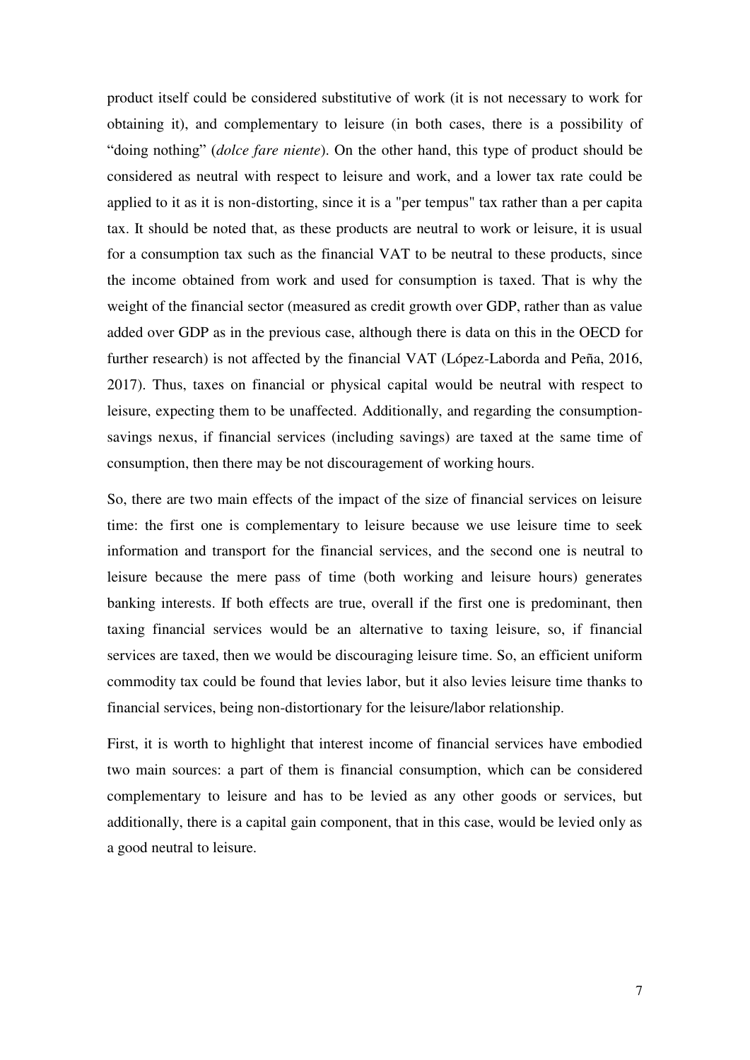product itself could be considered substitutive of work (it is not necessary to work for obtaining it), and complementary to leisure (in both cases, there is a possibility of "doing nothing" (*dolce fare niente*). On the other hand, this type of product should be considered as neutral with respect to leisure and work, and a lower tax rate could be applied to it as it is non-distorting, since it is a "per tempus" tax rather than a per capita tax. It should be noted that, as these products are neutral to work or leisure, it is usual for a consumption tax such as the financial VAT to be neutral to these products, since the income obtained from work and used for consumption is taxed. That is why the weight of the financial sector (measured as credit growth over GDP, rather than as value added over GDP as in the previous case, although there is data on this in the OECD for further research) is not affected by the financial VAT (López-Laborda and Peña, 2016, 2017). Thus, taxes on financial or physical capital would be neutral with respect to leisure, expecting them to be unaffected. Additionally, and regarding the consumption-savings nexus, if financial services (including savings) are taxed at the same time of consumption, then there may be not discouragement of working hours.

So, there are two main effects of the impact of the size of financial services on leisure time: the first one is complementary to leisure because we use leisure time to seek information and transport for the financial services, and the second one is neutral to leisure because the mere pass of time (both working and leisure hours) generates banking interests. If both effects are true, overall if the first one is predominant, then taxing financial services would be an alternative to taxing leisure, so, if financial services are taxed, then we would be discouraging leisure time. So, an efficient uniform commodity tax could be found that levies labor, but it also levies leisure time thanks to financial services, being non-distortionary for the leisure/labor relationship.

First, it is worth to highlight that interest income of financial services have embodied two main sources: a part of them is financial consumption, which can be considered complementary to leisure and has to be levied as any other goods or services, but additionally, there is a capital gain component, that in this case, would be levied only as a good neutral to leisure.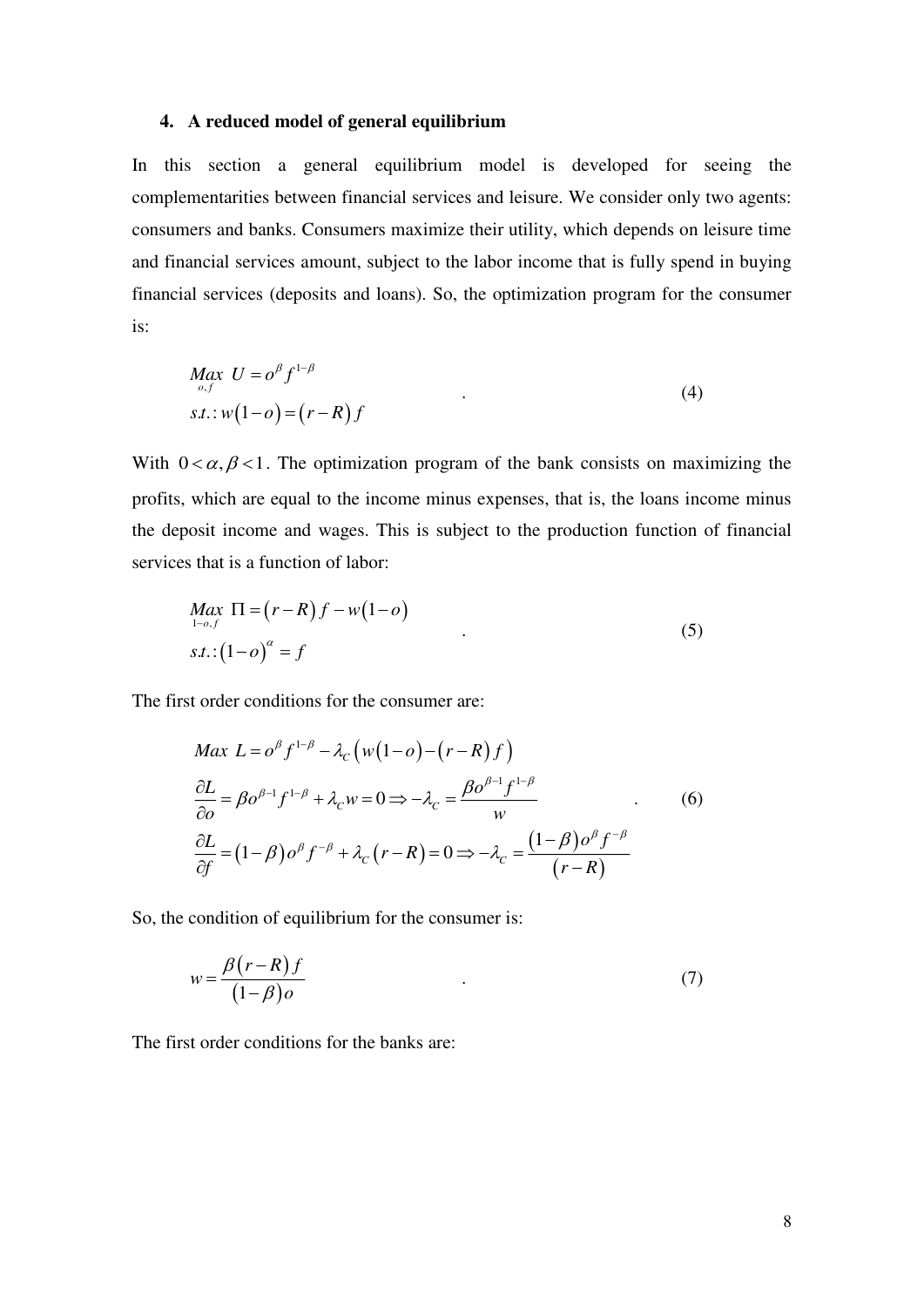### 4. A reduced model of general equilibrium

In this section a general equilibrium model is developed for seeing the complementarities between financial services and leisure. We consider only two agents: consumers and banks. Consumers maximize their utility, which depends on leisure time and financial services amount, subject to the labor income that is fully spend in buying financial services (deposits and loans). So, the optimization program for the consumer is:

$$\begin{aligned} &\underset{o,f}{Max}\ U = o^{\beta} f^{1-\beta} \\ &s.t.: w(1-o) = (r-R)f \end{aligned} \quad . \tag{4}$$

With $0<\alpha,\beta<1$. The optimization program of the bank consists on maximizing the profits, which are equal to the income minus expenses, that is, the loans income minus the deposit income and wages. This is subject to the production function of financial services that is a function of labor:

$$\begin{aligned} &\underset{1-o,f}{Max}\ \Pi = (r-R)f - w(1-o) \\ &s.t.: (1-o)^{\alpha} = f \end{aligned} \quad . \tag{5}$$

The first order conditions for the consumer are:

$$\begin{aligned} &Max\ L = o^{\beta} f^{1-\beta} - \lambda_C \left( w(1-o) - (r-R)f \right) \\ &\frac{\partial L}{\partial o} = \beta o^{\beta-1} f^{1-\beta} + \lambda_C w = 0 \Rightarrow -\lambda_C = \frac{\beta o^{\beta-1} f^{1-\beta}}{w} \\ &\frac{\partial L}{\partial f} = (1-\beta) o^{\beta} f^{-\beta} + \lambda_C (r-R) = 0 \Rightarrow -\lambda_C = \frac{(1-\beta) o^{\beta} f^{-\beta}}{(r-R)} \end{aligned} \quad . \tag{6}$$

So, the condition of equilibrium for the consumer is:

$$w = \frac{\beta(r-R)f}{(1-\beta)o} \quad . \tag{7}$$

The first order conditions for the banks are: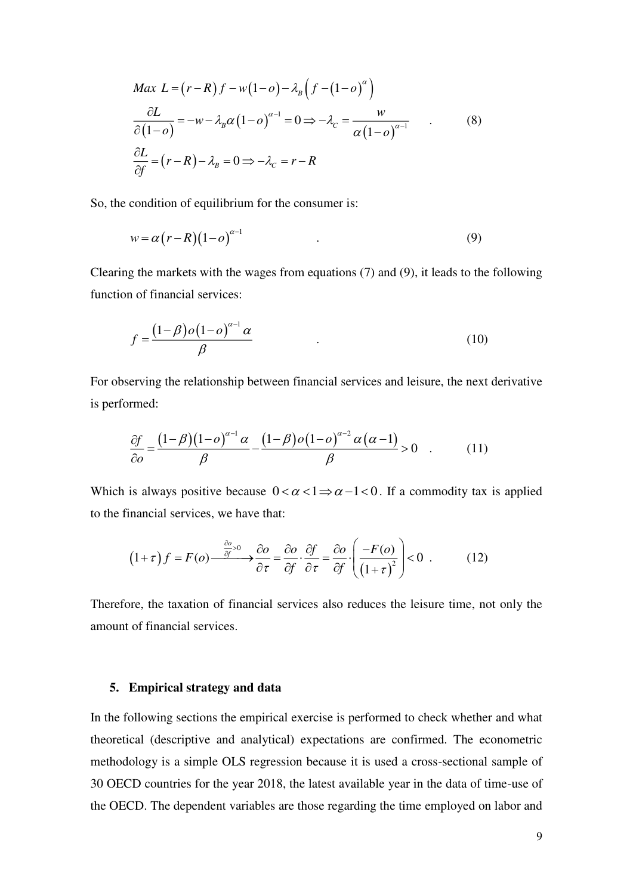$$
\begin{aligned}
&Max\ L = \left(r-R\right)f - w\left(1-o\right) - \lambda_B\left(f-\left(1-o\right)^{\alpha}\right)\\
&\frac{\partial L}{\partial\left(1-o\right)} = -w - \lambda_B \alpha\left(1-o\right)^{\alpha-1} = 0 \Rightarrow -\lambda_C = \frac{w}{\alpha\left(1-o\right)^{\alpha-1}} \\
&\frac{\partial L}{\partial f} = \left(r-R\right) - \lambda_B = 0 \Rightarrow -\lambda_C = r-R
\end{aligned}
\quad . \tag{8}
$$

So, the condition of equilibrium for the consumer is:

$$
w = \alpha\left(r-R\right)\left(1-o\right)^{\alpha-1} \quad . \tag{9}
$$

Clearing the markets with the wages from equations (7) and (9), it leads to the following function of financial services:

$$
f = \frac{\left(1-\beta\right)o\left(1-o\right)^{\alpha-1}\alpha}{\beta} \quad . \tag{10}
$$

For observing the relationship between financial services and leisure, the next derivative is performed:

$$
\frac{\partial f}{\partial o} = \frac{\left(1-\beta\right)\left(1-o\right)^{\alpha-1}\alpha}{\beta} - \frac{\left(1-\beta\right)o\left(1-o\right)^{\alpha-2}\alpha\left(\alpha-1\right)}{\beta} > 0 \quad . \tag{11}
$$

Which is always positive because $0<\alpha<1 \Rightarrow \alpha-1<0$. If a commodity tax is applied to the financial services, we have that:

$$
\left(1+\tau\right)f = F(o) \xrightarrow{\frac{\partial o}{\partial f}>0} \frac{\partial o}{\partial \tau} = \frac{\partial o}{\partial f}\cdot\frac{\partial f}{\partial \tau} = \frac{\partial o}{\partial f}\cdot\left(\frac{-F(o)}{\left(1+\tau\right)^2}\right) < 0 \quad . \tag{12}
$$

Therefore, the taxation of financial services also reduces the leisure time, not only the amount of financial services.

## 5. Empirical strategy and data

In the following sections the empirical exercise is performed to check whether and what theoretical (descriptive and analytical) expectations are confirmed. The econometric methodology is a simple OLS regression because it is used a cross-sectional sample of 30 OECD countries for the year 2018, the latest available year in the data of time-use of the OECD. The dependent variables are those regarding the time employed on labor and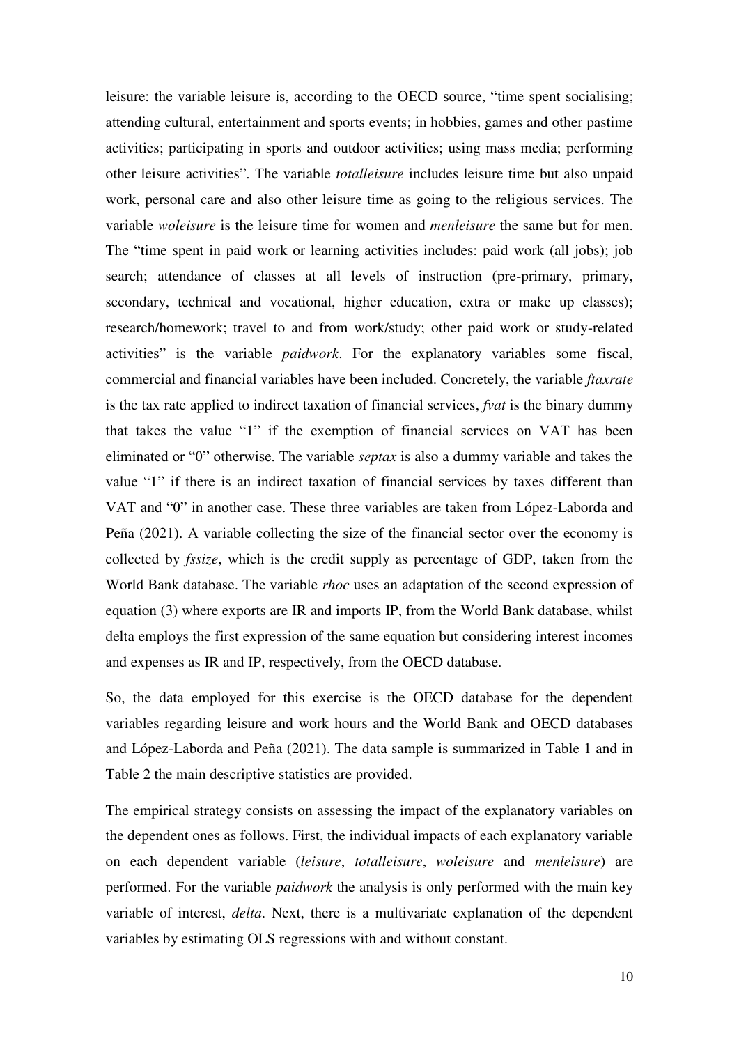leisure: the variable leisure is, according to the OECD source, "time spent socialising; attending cultural, entertainment and sports events; in hobbies, games and other pastime activities; participating in sports and outdoor activities; using mass media; performing other leisure activities". The variable *totalleisure* includes leisure time but also unpaid work, personal care and also other leisure time as going to the religious services. The variable *woleisure* is the leisure time for women and *menleisure* the same but for men. The "time spent in paid work or learning activities includes: paid work (all jobs); job search; attendance of classes at all levels of instruction (pre-primary, primary, secondary, technical and vocational, higher education, extra or make up classes); research/homework; travel to and from work/study; other paid work or study-related activities" is the variable *paidwork*. For the explanatory variables some fiscal, commercial and financial variables have been included. Concretely, the variable *ftaxrate* is the tax rate applied to indirect taxation of financial services, *fvat* is the binary dummy that takes the value "1" if the exemption of financial services on VAT has been eliminated or "0" otherwise. The variable *septax* is also a dummy variable and takes the value "1" if there is an indirect taxation of financial services by taxes different than VAT and "0" in another case. These three variables are taken from López-Laborda and Peña (2021). A variable collecting the size of the financial sector over the economy is collected by *fssize*, which is the credit supply as percentage of GDP, taken from the World Bank database. The variable *rhoc* uses an adaptation of the second expression of equation (3) where exports are IR and imports IP, from the World Bank database, whilst delta employs the first expression of the same equation but considering interest incomes and expenses as IR and IP, respectively, from the OECD database.

So, the data employed for this exercise is the OECD database for the dependent variables regarding leisure and work hours and the World Bank and OECD databases and López-Laborda and Peña (2021). The data sample is summarized in Table 1 and in Table 2 the main descriptive statistics are provided.

The empirical strategy consists on assessing the impact of the explanatory variables on the dependent ones as follows. First, the individual impacts of each explanatory variable on each dependent variable (*leisure*, *totalleisure*, *woleisure* and *menleisure*) are performed. For the variable *paidwork* the analysis is only performed with the main key variable of interest, *delta*. Next, there is a multivariate explanation of the dependent variables by estimating OLS regressions with and without constant.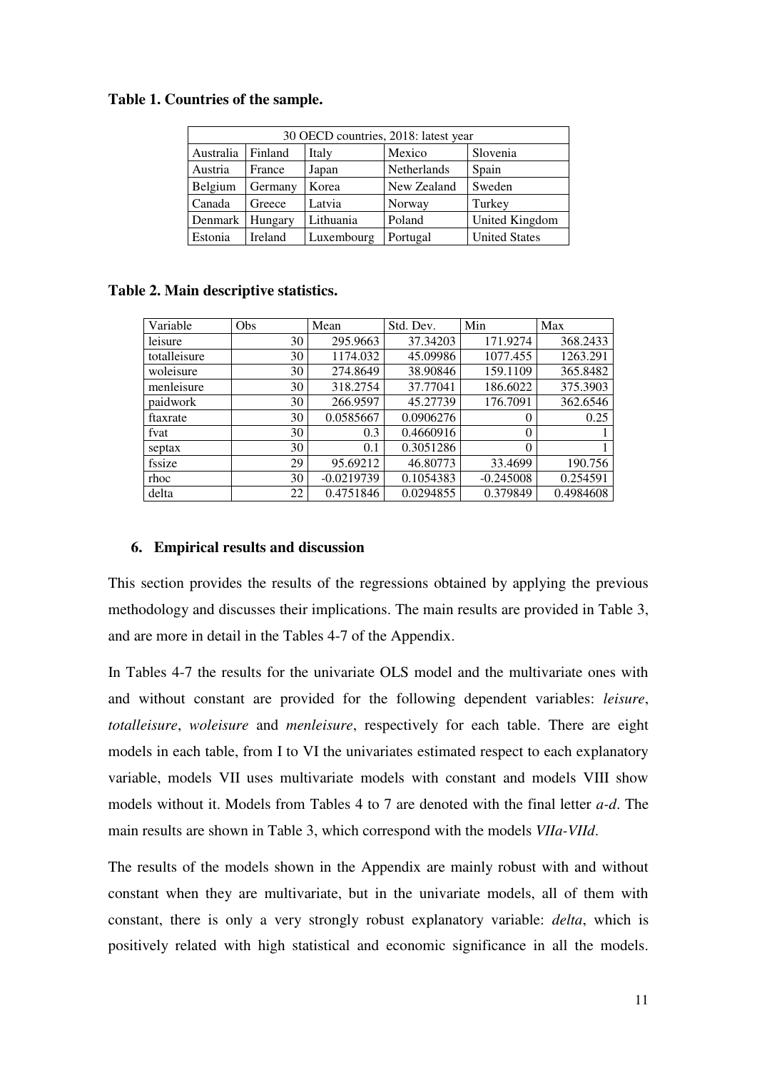**Table 1. Countries of the sample.**

| 30 OECD countries, 2018: latest year | | | | |
|---|---|---|---|---|
| Australia | Finland | Italy | Mexico | Slovenia |
| Austria | France | Japan | Netherlands | Spain |
| Belgium | Germany | Korea | New Zealand | Sweden |
| Canada | Greece | Latvia | Norway | Turkey |
| Denmark | Hungary | Lithuania | Poland | United Kingdom |
| Estonia | Ireland | Luxembourg | Portugal | United States |

**Table 2. Main descriptive statistics.**

| Variable | Obs | Mean | Std. Dev. | Min | Max |
|---|---|---|---|---|---|
| leisure | 30 | 295.9663 | 37.34203 | 171.9274 | 368.2433 |
| totalleisure | 30 | 1174.032 | 45.09986 | 1077.455 | 1263.291 |
| woleisure | 30 | 274.8649 | 38.90846 | 159.1109 | 365.8482 |
| menleisure | 30 | 318.2754 | 37.77041 | 186.6022 | 375.3903 |
| paidwork | 30 | 266.9597 | 45.27739 | 176.7091 | 362.6546 |
| ftaxrate | 30 | 0.0585667 | 0.0906276 | 0 | 0.25 |
| fvat | 30 | 0.3 | 0.4660916 | 0 | 1 |
| septax | 30 | 0.1 | 0.3051286 | 0 | 1 |
| fssize | 29 | 95.69212 | 46.80773 | 33.4699 | 190.756 |
| rhoc | 30 | -0.0219739 | 0.1054383 | -0.245008 | 0.254591 |
| delta | 22 | 0.4751846 | 0.0294855 | 0.379849 | 0.4984608 |

## 6. Empirical results and discussion

This section provides the results of the regressions obtained by applying the previous methodology and discusses their implications. The main results are provided in Table 3, and are more in detail in the Tables 4-7 of the Appendix.

In Tables 4-7 the results for the univariate OLS model and the multivariate ones with and without constant are provided for the following dependent variables: *leisure*, *totalleisure*, *woleisure* and *menleisure*, respectively for each table. There are eight models in each table, from I to VI the univariates estimated respect to each explanatory variable, models VII uses multivariate models with constant and models VIII show models without it. Models from Tables 4 to 7 are denoted with the final letter *a-d*. The main results are shown in Table 3, which correspond with the models *VIIa-VIId*.

The results of the models shown in the Appendix are mainly robust with and without constant when they are multivariate, but in the univariate models, all of them with constant, there is only a very strongly robust explanatory variable: *delta*, which is positively related with high statistical and economic significance in all the models.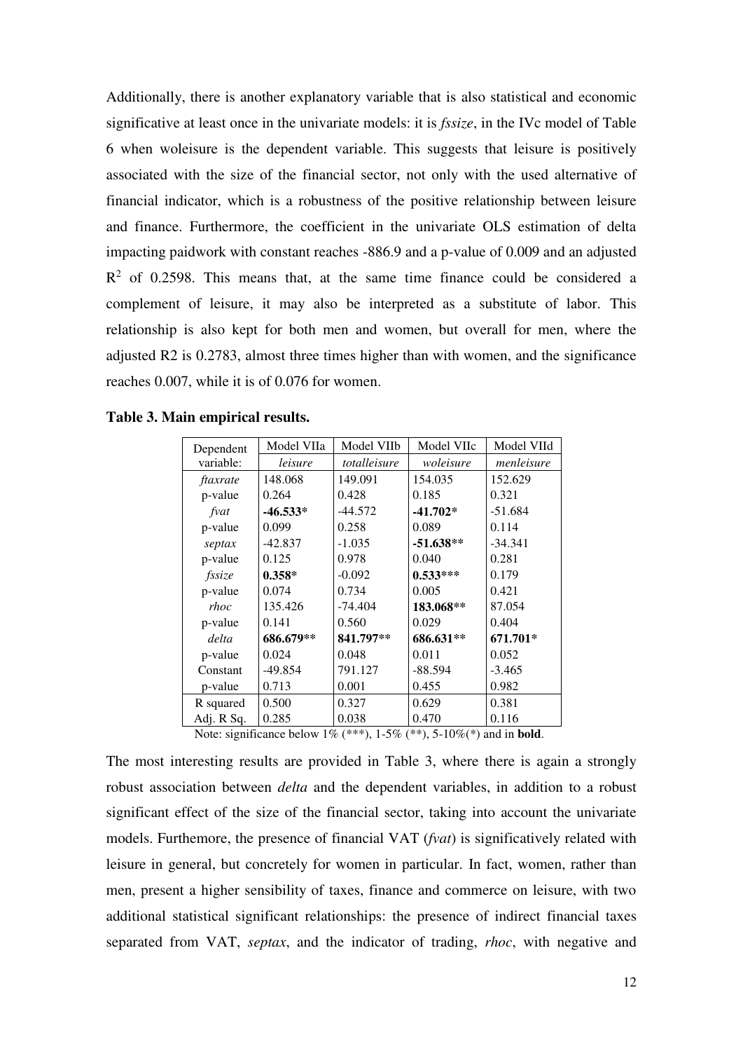Additionally, there is another explanatory variable that is also statistical and economic significative at least once in the univariate models: it is *fssize*, in the IVc model of Table 6 when woleisure is the dependent variable. This suggests that leisure is positively associated with the size of the financial sector, not only with the used alternative of financial indicator, which is a robustness of the positive relationship between leisure and finance. Furthermore, the coefficient in the univariate OLS estimation of delta impacting paidwork with constant reaches -886.9 and a p-value of 0.009 and an adjusted $R^2$ of 0.2598. This means that, at the same time finance could be considered a complement of leisure, it may also be interpreted as a substitute of labor. This relationship is also kept for both men and women, but overall for men, where the adjusted R2 is 0.2783, almost three times higher than with women, and the significance reaches 0.007, while it is of 0.076 for women.

**Table 3. Main empirical results.**

| Dependent variable: | Model VIIa *leisure* | Model VIIb *totalleisure* | Model VIIc *woleisure* | Model VIId *menleisure* |
|---|---|---|---|---|
| *ftaxrate* | 148.068 | 149.091 | 154.035 | 152.629 |
| p-value | 0.264 | 0.428 | 0.185 | 0.321 |
| *fvat* | **-46.533*** | -44.572 | **-41.702*** | -51.684 |
| p-value | 0.099 | 0.258 | 0.089 | 0.114 |
| *septax* | -42.837 | -1.035 | **-51.638**** | -34.341 |
| p-value | 0.125 | 0.978 | 0.040 | 0.281 |
| *fssize* | **0.358*** | -0.092 | **0.533***** | 0.179 |
| p-value | 0.074 | 0.734 | 0.005 | 0.421 |
| *rhoc* | 135.426 | -74.404 | **183.068**** | 87.054 |
| p-value | 0.141 | 0.560 | 0.029 | 0.404 |
| *delta* | **686.679**** | **841.797**** | **686.631**** | **671.701*** |
| p-value | 0.024 | 0.048 | 0.011 | 0.052 |
| Constant | -49.854 | 791.127 | -88.594 | -3.465 |
| p-value | 0.713 | 0.001 | 0.455 | 0.982 |
| R squared | 0.500 | 0.327 | 0.629 | 0.381 |
| Adj. R Sq. | 0.285 | 0.038 | 0.470 | 0.116 |

Note: significance below 1% (***), 1-5% (**), 5-10%(*) and in **bold**.

The most interesting results are provided in Table 3, where there is again a strongly robust association between *delta* and the dependent variables, in addition to a robust significant effect of the size of the financial sector, taking into account the univariate models. Furthemore, the presence of financial VAT (*fvat*) is significatively related with leisure in general, but concretely for women in particular. In fact, women, rather than men, present a higher sensibility of taxes, finance and commerce on leisure, with two additional statistical significant relationships: the presence of indirect financial taxes separated from VAT, *septax*, and the indicator of trading, *rhoc*, with negative and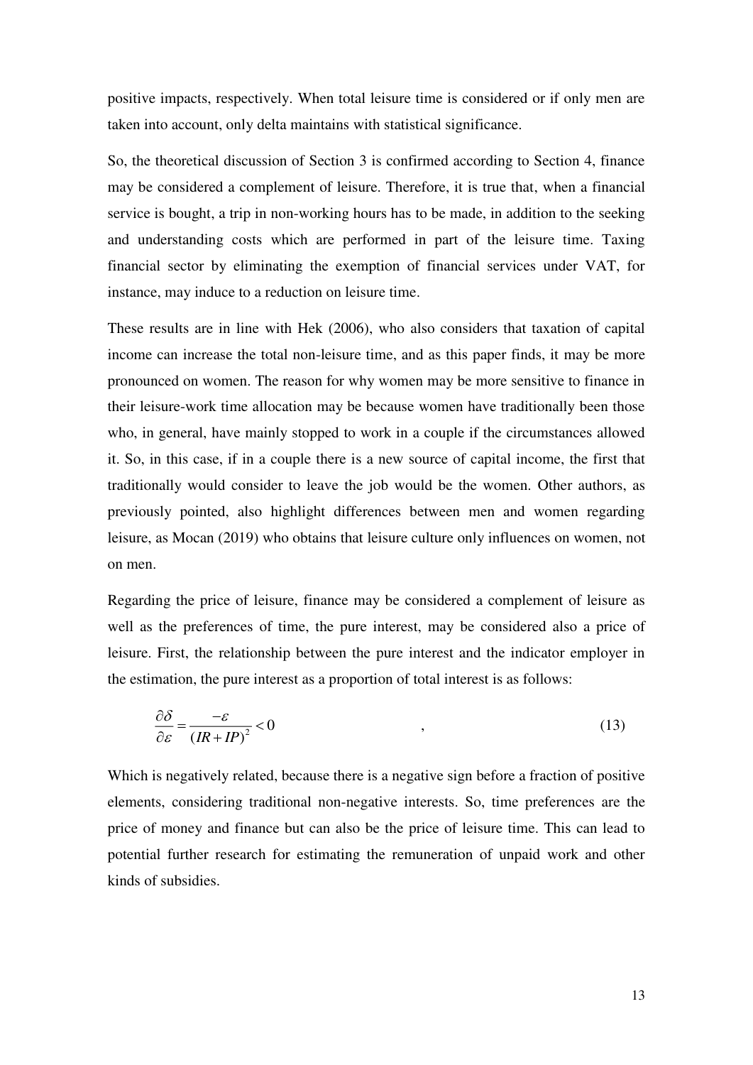positive impacts, respectively. When total leisure time is considered or if only men are taken into account, only delta maintains with statistical significance.

So, the theoretical discussion of Section 3 is confirmed according to Section 4, finance may be considered a complement of leisure. Therefore, it is true that, when a financial service is bought, a trip in non-working hours has to be made, in addition to the seeking and understanding costs which are performed in part of the leisure time. Taxing financial sector by eliminating the exemption of financial services under VAT, for instance, may induce to a reduction on leisure time.

These results are in line with Hek (2006), who also considers that taxation of capital income can increase the total non-leisure time, and as this paper finds, it may be more pronounced on women. The reason for why women may be more sensitive to finance in their leisure-work time allocation may be because women have traditionally been those who, in general, have mainly stopped to work in a couple if the circumstances allowed it. So, in this case, if in a couple there is a new source of capital income, the first that traditionally would consider to leave the job would be the women. Other authors, as previously pointed, also highlight differences between men and women regarding leisure, as Mocan (2019) who obtains that leisure culture only influences on women, not on men.

Regarding the price of leisure, finance may be considered a complement of leisure as well as the preferences of time, the pure interest, may be considered also a price of leisure. First, the relationship between the pure interest and the indicator employer in the estimation, the pure interest as a proportion of total interest is as follows:

$$\frac{\partial \delta}{\partial \varepsilon} = \frac{-\varepsilon}{(IR+IP)^2} < 0 \qquad , \qquad (13)$$

Which is negatively related, because there is a negative sign before a fraction of positive elements, considering traditional non-negative interests. So, time preferences are the price of money and finance but can also be the price of leisure time. This can lead to potential further research for estimating the remuneration of unpaid work and other kinds of subsidies.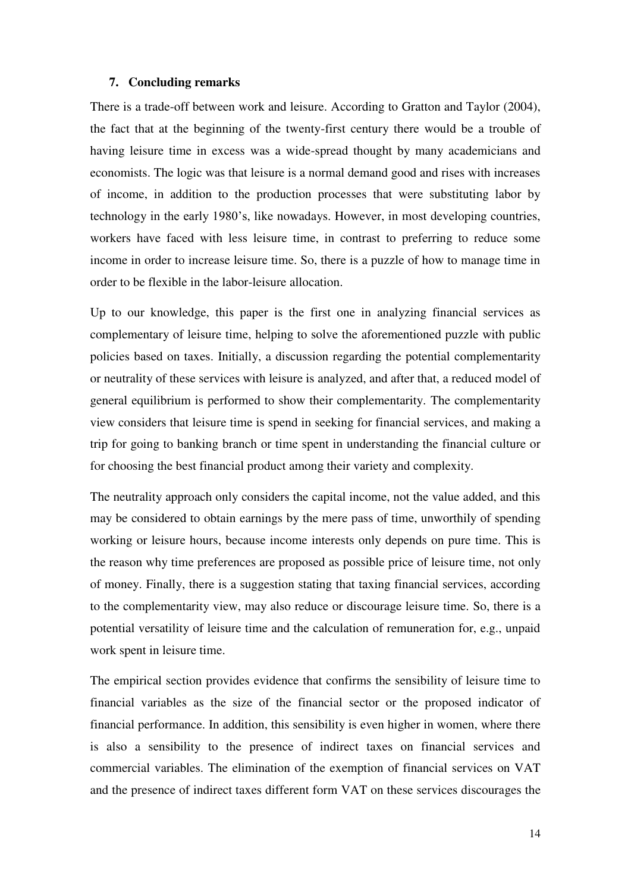## 7. Concluding remarks

There is a trade-off between work and leisure. According to Gratton and Taylor (2004), the fact that at the beginning of the twenty-first century there would be a trouble of having leisure time in excess was a wide-spread thought by many academicians and economists. The logic was that leisure is a normal demand good and rises with increases of income, in addition to the production processes that were substituting labor by technology in the early 1980's, like nowadays. However, in most developing countries, workers have faced with less leisure time, in contrast to preferring to reduce some income in order to increase leisure time. So, there is a puzzle of how to manage time in order to be flexible in the labor-leisure allocation.

Up to our knowledge, this paper is the first one in analyzing financial services as complementary of leisure time, helping to solve the aforementioned puzzle with public policies based on taxes. Initially, a discussion regarding the potential complementarity or neutrality of these services with leisure is analyzed, and after that, a reduced model of general equilibrium is performed to show their complementarity. The complementarity view considers that leisure time is spend in seeking for financial services, and making a trip for going to banking branch or time spent in understanding the financial culture or for choosing the best financial product among their variety and complexity.

The neutrality approach only considers the capital income, not the value added, and this may be considered to obtain earnings by the mere pass of time, unworthily of spending working or leisure hours, because income interests only depends on pure time. This is the reason why time preferences are proposed as possible price of leisure time, not only of money. Finally, there is a suggestion stating that taxing financial services, according to the complementarity view, may also reduce or discourage leisure time. So, there is a potential versatility of leisure time and the calculation of remuneration for, e.g., unpaid work spent in leisure time.

The empirical section provides evidence that confirms the sensibility of leisure time to financial variables as the size of the financial sector or the proposed indicator of financial performance. In addition, this sensibility is even higher in women, where there is also a sensibility to the presence of indirect taxes on financial services and commercial variables. The elimination of the exemption of financial services on VAT and the presence of indirect taxes different form VAT on these services discourages the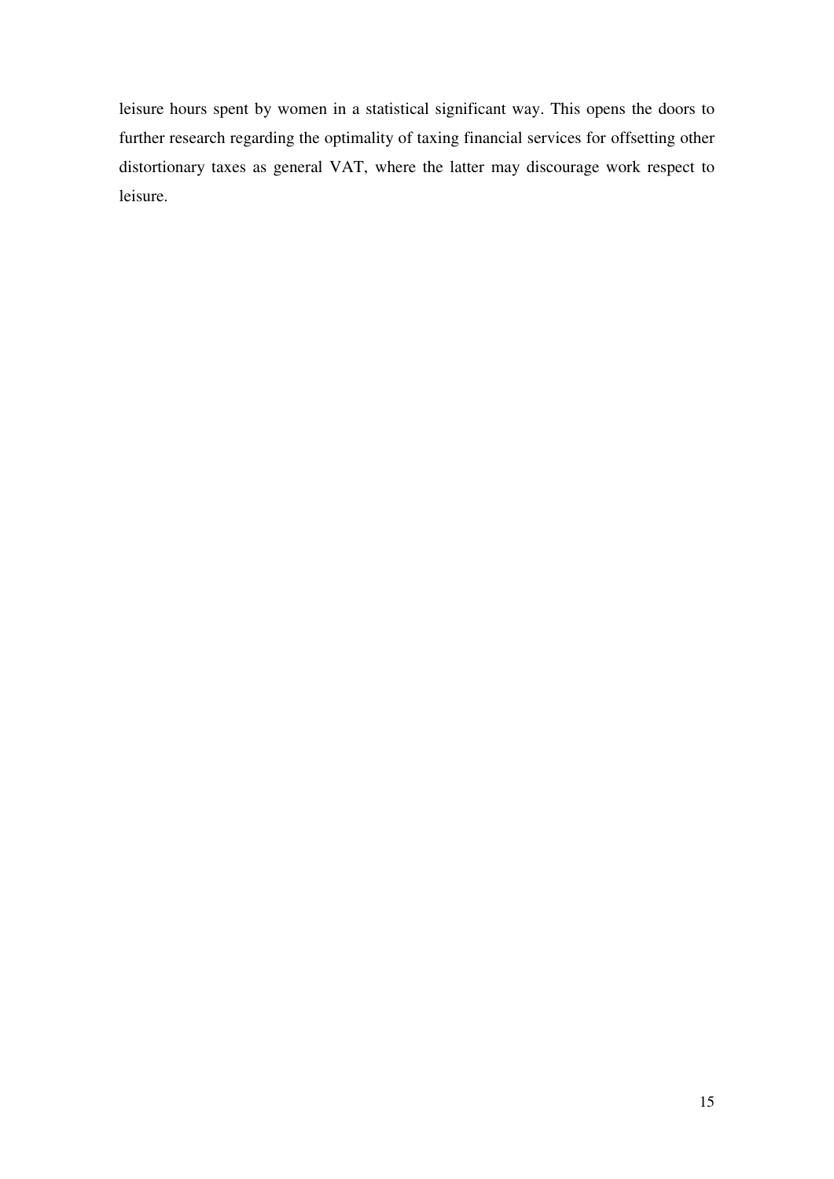leisure hours spent by women in a statistical significant way. This opens the doors to further research regarding the optimality of taxing financial services for offsetting other distortionary taxes as general VAT, where the latter may discourage work respect to leisure.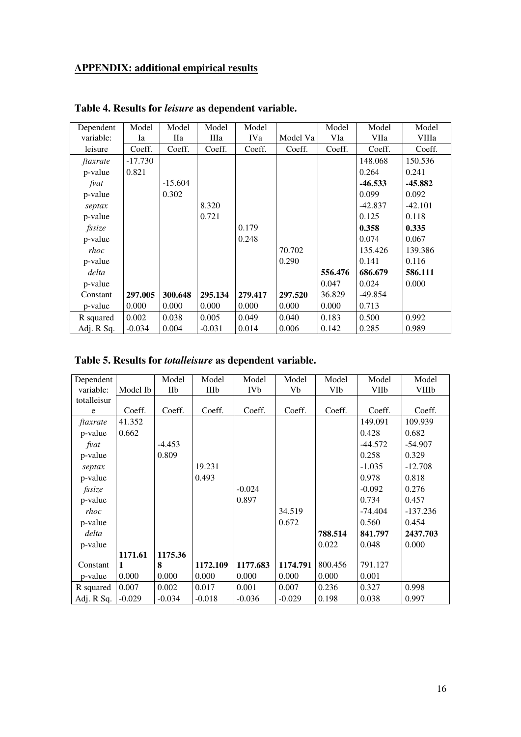## APPENDIX: additional empirical results

**Table 4. Results for *leisure* as dependent variable.**

| Dependent variable: leisure | Model Ia Coeff. | Model IIa Coeff. | Model IIIa Coeff. | Model IVa Coeff. | Model Va Coeff. | Model VIa Coeff. | Model VIIa Coeff. | Model VIIIa Coeff. |
|---|---|---|---|---|---|---|---|---|
| *ftaxrate* | -17.730 | | | | | | 148.068 | 150.536 |
| p-value | 0.821 | | | | | | 0.264 | 0.241 |
| *fvat* | | -15.604 | | | | | **-46.533** | **-45.882** |
| p-value | | 0.302 | | | | | 0.099 | 0.092 |
| *septax* | | | 8.320 | | | | -42.837 | -42.101 |
| p-value | | | 0.721 | | | | 0.125 | 0.118 |
| *fssize* | | | | 0.179 | | | **0.358** | **0.335** |
| p-value | | | | 0.248 | | | 0.074 | 0.067 |
| *rhoc* | | | | | 70.702 | | 135.426 | 139.386 |
| p-value | | | | | 0.290 | | 0.141 | 0.116 |
| *delta* | | | | | | **556.476** | **686.679** | **586.111** |
| p-value | | | | | | 0.047 | 0.024 | 0.000 |
| Constant | **297.005** | **300.648** | **295.134** | **279.417** | **297.520** | 36.829 | -49.854 | |
| p-value | 0.000 | 0.000 | 0.000 | 0.000 | 0.000 | 0.000 | 0.713 | |
| R squared | 0.002 | 0.038 | 0.005 | 0.049 | 0.040 | 0.183 | 0.500 | 0.992 |
| Adj. R Sq. | -0.034 | 0.004 | -0.031 | 0.014 | 0.006 | 0.142 | 0.285 | 0.989 |

**Table 5. Results for *totalleisure* as dependent variable.**

| Dependent variable: totalleisure | Model Ib Coeff. | Model IIb Coeff. | Model IIIb Coeff. | Model IVb Coeff. | Model Vb Coeff. | Model VIb Coeff. | Model VIIb Coeff. | Model VIIIb Coeff. |
|---|---|---|---|---|---|---|---|---|
| *ftaxrate* | 41.352 | | | | | | 149.091 | 109.939 |
| p-value | 0.662 | | | | | | 0.428 | 0.682 |
| *fvat* | | -4.453 | | | | | -44.572 | -54.907 |
| p-value | | 0.809 | | | | | 0.258 | 0.329 |
| *septax* | | | 19.231 | | | | -1.035 | -12.708 |
| p-value | | | 0.493 | | | | 0.978 | 0.818 |
| *fssize* | | | | -0.024 | | | -0.092 | 0.276 |
| p-value | | | | 0.897 | | | 0.734 | 0.457 |
| *rhoc* | | | | | 34.519 | | -74.404 | -137.236 |
| p-value | | | | | 0.672 | | 0.560 | 0.454 |
| *delta* | | | | | | **788.514** | **841.797** | **2437.703** |
| p-value | | | | | | 0.022 | 0.048 | 0.000 |
| Constant | **1171.611** | **1175.368** | **1172.109** | **1177.683** | **1174.791** | 800.456 | 791.127 | |
| p-value | 0.000 | 0.000 | 0.000 | 0.000 | 0.000 | 0.000 | 0.001 | |
| R squared | 0.007 | 0.002 | 0.017 | 0.001 | 0.007 | 0.236 | 0.327 | 0.998 |
| Adj. R Sq. | -0.029 | -0.034 | -0.018 | -0.036 | -0.029 | 0.198 | 0.038 | 0.997 |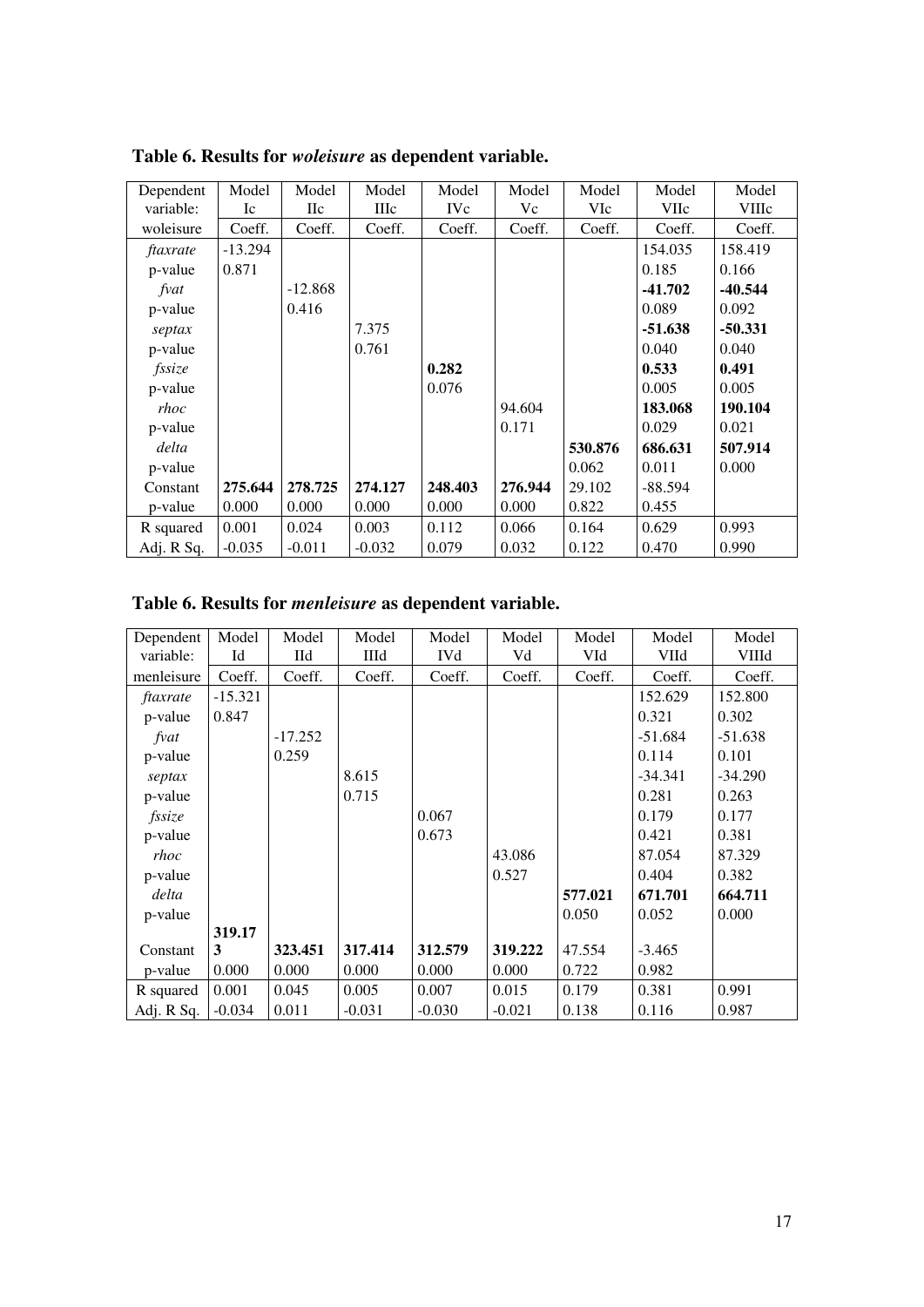**Table 6. Results for *woleisure* as dependent variable.**

| Dependent variable: | Model Ic | Model IIc | Model IIIc | Model IVc | Model Vc | Model VIc | Model VIIc | Model VIIIc |
|---|---|---|---|---|---|---|---|---|
| woleisure | Coeff. | Coeff. | Coeff. | Coeff. | Coeff. | Coeff. | Coeff. | Coeff. |
| *ftaxrate* | -13.294 | | | | | | 154.035 | 158.419 |
| p-value | 0.871 | | | | | | 0.185 | 0.166 |
| *fvat* | | -12.868 | | | | | **-41.702** | **-40.544** |
| p-value | | 0.416 | | | | | 0.089 | 0.092 |
| *septax* | | | 7.375 | | | | **-51.638** | **-50.331** |
| p-value | | | 0.761 | | | | 0.040 | 0.040 |
| *fssize* | | | | **0.282** | | | **0.533** | **0.491** |
| p-value | | | | 0.076 | | | 0.005 | 0.005 |
| *rhoc* | | | | | 94.604 | | **183.068** | **190.104** |
| p-value | | | | | 0.171 | | 0.029 | 0.021 |
| *delta* | | | | | | **530.876** | **686.631** | **507.914** |
| p-value | | | | | | 0.062 | 0.011 | 0.000 |
| Constant | **275.644** | **278.725** | **274.127** | **248.403** | **276.944** | 29.102 | -88.594 | |
| p-value | 0.000 | 0.000 | 0.000 | 0.000 | 0.000 | 0.822 | 0.455 | |
| R squared | 0.001 | 0.024 | 0.003 | 0.112 | 0.066 | 0.164 | 0.629 | 0.993 |
| Adj. R Sq. | -0.035 | -0.011 | -0.032 | 0.079 | 0.032 | 0.122 | 0.470 | 0.990 |

**Table 6. Results for *menleisure* as dependent variable.**

| Dependent variable: | Model Id | Model IId | Model IIId | Model IVd | Model Vd | Model VId | Model VIId | Model VIIId |
|---|---|---|---|---|---|---|---|---|
| menleisure | Coeff. | Coeff. | Coeff. | Coeff. | Coeff. | Coeff. | Coeff. | Coeff. |
| *ftaxrate* | -15.321 | | | | | | 152.629 | 152.800 |
| p-value | 0.847 | | | | | | 0.321 | 0.302 |
| *fvat* | | -17.252 | | | | | -51.684 | -51.638 |
| p-value | | 0.259 | | | | | 0.114 | 0.101 |
| *septax* | | | 8.615 | | | | -34.341 | -34.290 |
| p-value | | | 0.715 | | | | 0.281 | 0.263 |
| *fssize* | | | | 0.067 | | | 0.179 | 0.177 |
| p-value | | | | 0.673 | | | 0.421 | 0.381 |
| *rhoc* | | | | | 43.086 | | 87.054 | 87.329 |
| p-value | | | | | 0.527 | | 0.404 | 0.382 |
| *delta* | | | | | | **577.021** | **671.701** | **664.711** |
| p-value | | | | | | 0.050 | 0.052 | 0.000 |
| Constant | **319.173** | **323.451** | **317.414** | **312.579** | **319.222** | 47.554 | -3.465 | |
| p-value | 0.000 | 0.000 | 0.000 | 0.000 | 0.000 | 0.722 | 0.982 | |
| R squared | 0.001 | 0.045 | 0.005 | 0.007 | 0.015 | 0.179 | 0.381 | 0.991 |
| Adj. R Sq. | -0.034 | 0.011 | -0.031 | -0.030 | -0.021 | 0.138 | 0.116 | 0.987 |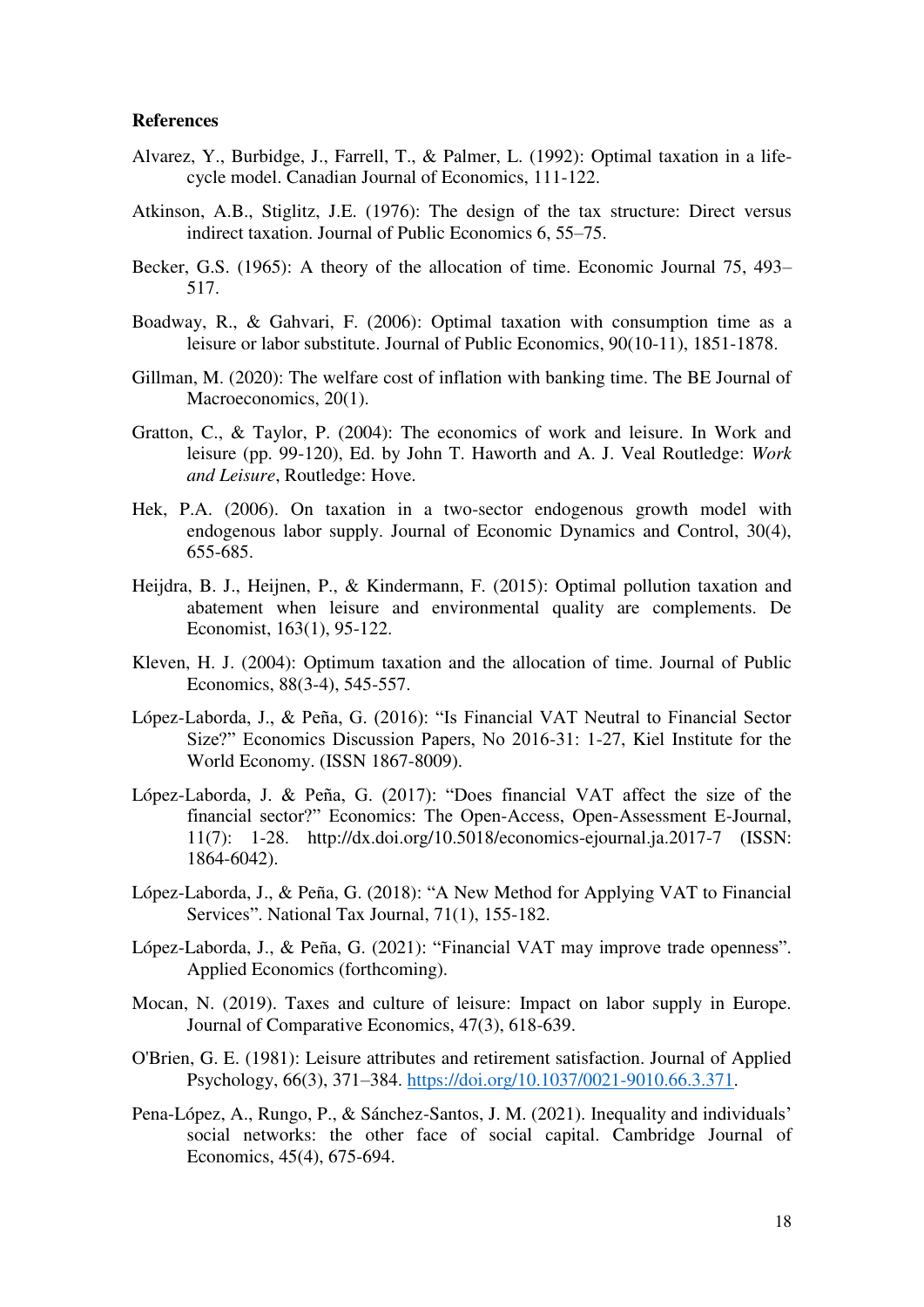**References**

Alvarez, Y., Burbidge, J., Farrell, T., & Palmer, L. (1992): Optimal taxation in a life-cycle model. Canadian Journal of Economics, 111-122.

Atkinson, A.B., Stiglitz, J.E. (1976): The design of the tax structure: Direct versus indirect taxation. Journal of Public Economics 6, 55–75.

Becker, G.S. (1965): A theory of the allocation of time. Economic Journal 75, 493–517.

Boadway, R., & Gahvari, F. (2006): Optimal taxation with consumption time as a leisure or labor substitute. Journal of Public Economics, 90(10-11), 1851-1878.

Gillman, M. (2020): The welfare cost of inflation with banking time. The BE Journal of Macroeconomics, 20(1).

Gratton, C., & Taylor, P. (2004): The economics of work and leisure. In Work and leisure (pp. 99-120), Ed. by John T. Haworth and A. J. Veal Routledge: *Work and Leisure*, Routledge: Hove.

Hek, P.A. (2006). On taxation in a two-sector endogenous growth model with endogenous labor supply. Journal of Economic Dynamics and Control, 30(4), 655-685.

Heijdra, B. J., Heijnen, P., & Kindermann, F. (2015): Optimal pollution taxation and abatement when leisure and environmental quality are complements. De Economist, 163(1), 95-122.

Kleven, H. J. (2004): Optimum taxation and the allocation of time. Journal of Public Economics, 88(3-4), 545-557.

López-Laborda, J., & Peña, G. (2016): "Is Financial VAT Neutral to Financial Sector Size?" Economics Discussion Papers, No 2016-31: 1-27, Kiel Institute for the World Economy. (ISSN 1867-8009).

López-Laborda, J. & Peña, G. (2017): "Does financial VAT affect the size of the financial sector?" Economics: The Open-Access, Open-Assessment E-Journal, 11(7): 1-28. http://dx.doi.org/10.5018/economics-ejournal.ja.2017-7 (ISSN: 1864-6042).

López-Laborda, J., & Peña, G. (2018): "A New Method for Applying VAT to Financial Services". National Tax Journal, 71(1), 155-182.

López-Laborda, J., & Peña, G. (2021): "Financial VAT may improve trade openness". Applied Economics (forthcoming).

Mocan, N. (2019). Taxes and culture of leisure: Impact on labor supply in Europe. Journal of Comparative Economics, 47(3), 618-639.

O'Brien, G. E. (1981): Leisure attributes and retirement satisfaction. Journal of Applied Psychology, 66(3), 371–384. https://doi.org/10.1037/0021-9010.66.3.371.

Pena-López, A., Rungo, P., & Sánchez-Santos, J. M. (2021). Inequality and individuals' social networks: the other face of social capital. Cambridge Journal of Economics, 45(4), 675-694.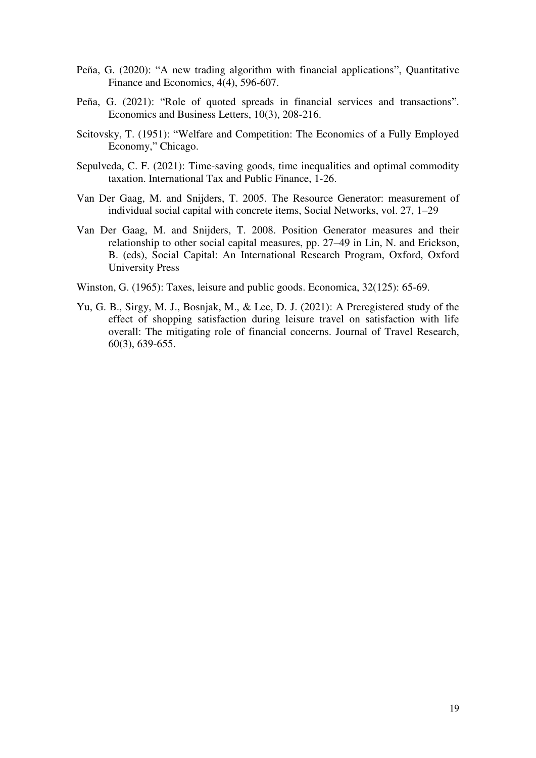Peña, G. (2020): "A new trading algorithm with financial applications", Quantitative Finance and Economics, 4(4), 596-607.

Peña, G. (2021): "Role of quoted spreads in financial services and transactions". Economics and Business Letters, 10(3), 208-216.

Scitovsky, T. (1951): "Welfare and Competition: The Economics of a Fully Employed Economy," Chicago.

Sepulveda, C. F. (2021): Time-saving goods, time inequalities and optimal commodity taxation. International Tax and Public Finance, 1-26.

Van Der Gaag, M. and Snijders, T. 2005. The Resource Generator: measurement of individual social capital with concrete items, Social Networks, vol. 27, 1–29

Van Der Gaag, M. and Snijders, T. 2008. Position Generator measures and their relationship to other social capital measures, pp. 27–49 in Lin, N. and Erickson, B. (eds), Social Capital: An International Research Program, Oxford, Oxford University Press

Winston, G. (1965): Taxes, leisure and public goods. Economica, 32(125): 65-69.

Yu, G. B., Sirgy, M. J., Bosnjak, M., & Lee, D. J. (2021): A Preregistered study of the effect of shopping satisfaction during leisure travel on satisfaction with life overall: The mitigating role of financial concerns. Journal of Travel Research, 60(3), 639-655.